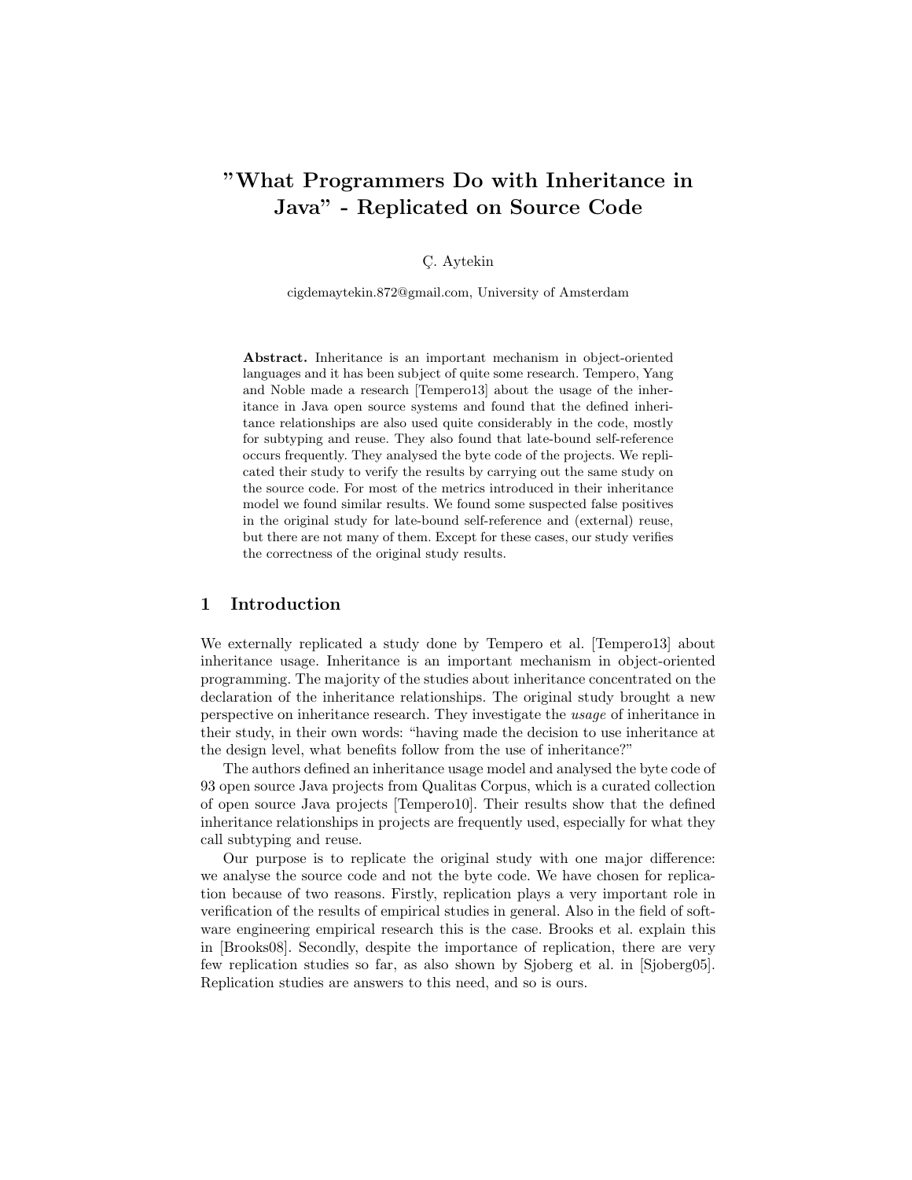# ”What Programmers Do with Inheritance in Java” - Replicated on Source Code

Ç. Aytekin

cigdemaytekin.872@gmail.com, University of Amsterdam

**Abstract.** Inheritance is an important mechanism in object-oriented languages and it has been subject of quite some research. Tempero, Yang and Noble made a research [Tempero13] about the usage of the inheritance in Java open source systems and found that the defined inheritance relationships are also used quite considerably in the code, mostly for subtyping and reuse. They also found that late-bound self-reference occurs frequently. They analysed the byte code of the projects. We replicated their study to verify the results by carrying out the same study on the source code. For most of the metrics introduced in their inheritance model we found similar results. We found some suspected false positives in the original study for late-bound self-reference and (external) reuse, but there are not many of them. Except for these cases, our study verifies the correctness of the original study results.

## 1 Introduction

We externally replicated a study done by Tempero et al. [Tempero13] about inheritance usage. Inheritance is an important mechanism in object-oriented programming. The majority of the studies about inheritance concentrated on the declaration of the inheritance relationships. The original study brought a new perspective on inheritance research. They investigate the *usage* of inheritance in their study, in their own words: “having made the decision to use inheritance at the design level, what benefits follow from the use of inheritance?”

The authors defined an inheritance usage model and analysed the byte code of 93 open source Java projects from Qualitas Corpus, which is a curated collection of open source Java projects [Tempero10]. Their results show that the defined inheritance relationships in projects are frequently used, especially for what they call subtyping and reuse.

Our purpose is to replicate the original study with one major difference: we analyse the source code and not the byte code. We have chosen for replication because of two reasons. Firstly, replication plays a very important role in verification of the results of empirical studies in general. Also in the field of software engineering empirical research this is the case. Brooks et al. explain this in [Brooks08]. Secondly, despite the importance of replication, there are very few replication studies so far, as also shown by Sjoberg et al. in [Sjoberg05]. Replication studies are answers to this need, and so is ours.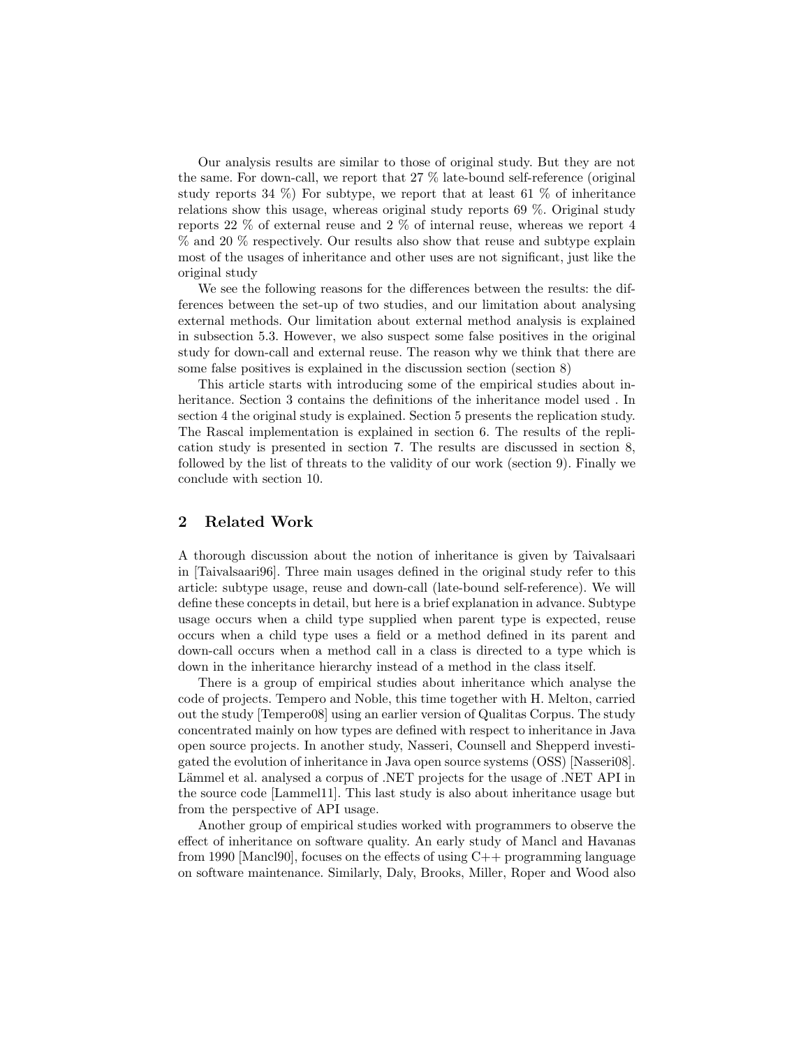Our analysis results are similar to those of original study. But they are not the same. For down-call, we report that 27 % late-bound self-reference (original study reports 34 %) For subtype, we report that at least 61 % of inheritance relations show this usage, whereas original study reports 69 %. Original study reports 22 % of external reuse and 2 % of internal reuse, whereas we report 4 % and 20 % respectively. Our results also show that reuse and subtype explain most of the usages of inheritance and other uses are not significant, just like the original study

We see the following reasons for the differences between the results: the differences between the set-up of two studies, and our limitation about analysing external methods. Our limitation about external method analysis is explained in subsection 5.3. However, we also suspect some false positives in the original study for down-call and external reuse. The reason why we think that there are some false positives is explained in the discussion section (section 8)

This article starts with introducing some of the empirical studies about inheritance. Section 3 contains the definitions of the inheritance model used . In section 4 the original study is explained. Section 5 presents the replication study. The Rascal implementation is explained in section 6. The results of the replication study is presented in section 7. The results are discussed in section 8, followed by the list of threats to the validity of our work (section 9). Finally we conclude with section 10.

## 2 Related Work

A thorough discussion about the notion of inheritance is given by Taivalsaari in [Taivalsaari96]. Three main usages defined in the original study refer to this article: subtype usage, reuse and down-call (late-bound self-reference). We will define these concepts in detail, but here is a brief explanation in advance. Subtype usage occurs when a child type supplied when parent type is expected, reuse occurs when a child type uses a field or a method defined in its parent and down-call occurs when a method call in a class is directed to a type which is down in the inheritance hierarchy instead of a method in the class itself.

There is a group of empirical studies about inheritance which analyse the code of projects. Tempero and Noble, this time together with H. Melton, carried out the study [Tempero08] using an earlier version of Qualitas Corpus. The study concentrated mainly on how types are defined with respect to inheritance in Java open source projects. In another study, Nasseri, Counsell and Shepperd investigated the evolution of inheritance in Java open source systems (OSS) [Nasseri08]. Lämmel et al. analysed a corpus of .NET projects for the usage of .NET API in the source code [Lammel11]. This last study is also about inheritance usage but from the perspective of API usage.

Another group of empirical studies worked with programmers to observe the effect of inheritance on software quality. An early study of Mancl and Havanas from 1990 [Mancl90], focuses on the effects of using C++ programming language on software maintenance. Similarly, Daly, Brooks, Miller, Roper and Wood also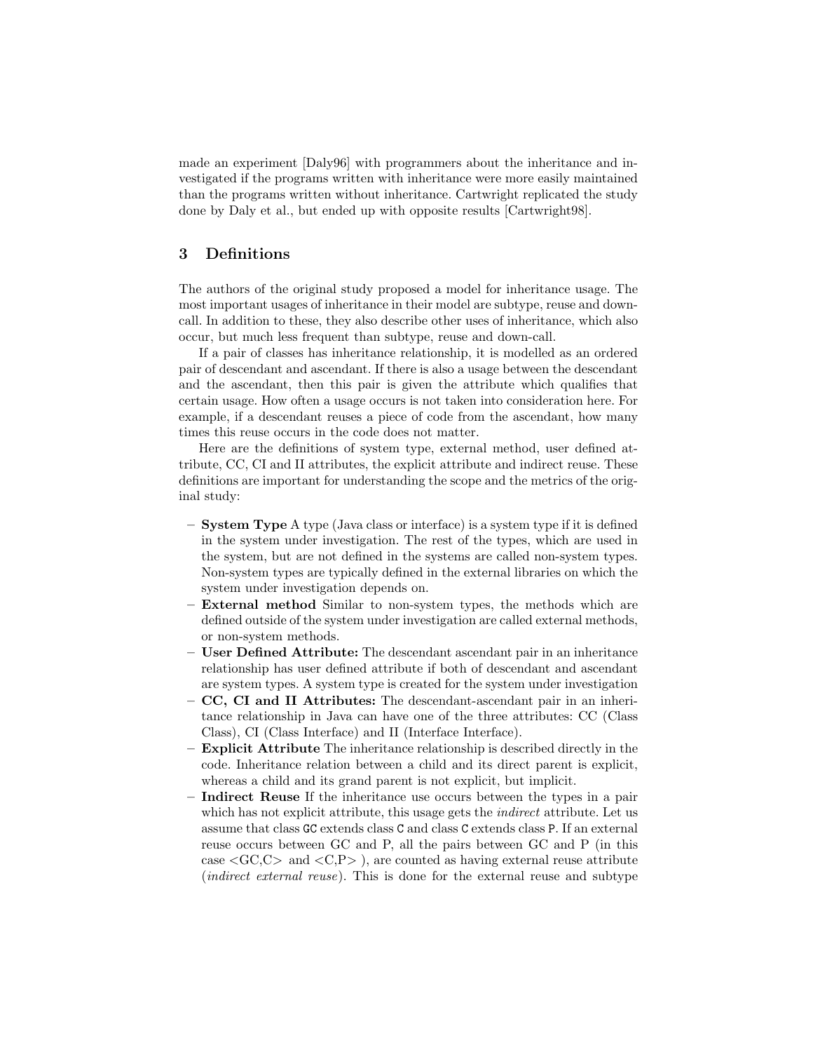made an experiment [Daly96] with programmers about the inheritance and investigated if the programs written with inheritance were more easily maintained than the programs written without inheritance. Cartwright replicated the study done by Daly et al., but ended up with opposite results [Cartwright98].

## 3 Definitions

The authors of the original study proposed a model for inheritance usage. The most important usages of inheritance in their model are subtype, reuse and down-call. In addition to these, they also describe other uses of inheritance, which also occur, but much less frequent than subtype, reuse and down-call.

If a pair of classes has inheritance relationship, it is modelled as an ordered pair of descendant and ascendant. If there is also a usage between the descendant and the ascendant, then this pair is given the attribute which qualifies that certain usage. How often a usage occurs is not taken into consideration here. For example, if a descendant reuses a piece of code from the ascendant, how many times this reuse occurs in the code does not matter.

Here are the definitions of system type, external method, user defined attribute, CC, CI and II attributes, the explicit attribute and indirect reuse. These definitions are important for understanding the scope and the metrics of the original study:

- **System Type** A type (Java class or interface) is a system type if it is defined in the system under investigation. The rest of the types, which are used in the system, but are not defined in the systems are called non-system types. Non-system types are typically defined in the external libraries on which the system under investigation depends on.
- **External method** Similar to non-system types, the methods which are defined outside of the system under investigation are called external methods, or non-system methods.
- **User Defined Attribute:** The descendant ascendant pair in an inheritance relationship has user defined attribute if both of descendant and ascendant are system types. A system type is created for the system under investigation
- **CC, CI and II Attributes:** The descendant-ascendant pair in an inheritance relationship in Java can have one of the three attributes: CC (Class Class), CI (Class Interface) and II (Interface Interface).
- **Explicit Attribute** The inheritance relationship is described directly in the code. Inheritance relation between a child and its direct parent is explicit, whereas a child and its grand parent is not explicit, but implicit.
- **Indirect Reuse** If the inheritance use occurs between the types in a pair which has not explicit attribute, this usage gets the *indirect* attribute. Let us assume that class `GC` extends class `C` and class `C` extends class `P`. If an external reuse occurs between GC and P, all the pairs between GC and P (in this case <GC,C> and <C,P> ), are counted as having external reuse attribute (*indirect external reuse*). This is done for the external reuse and subtype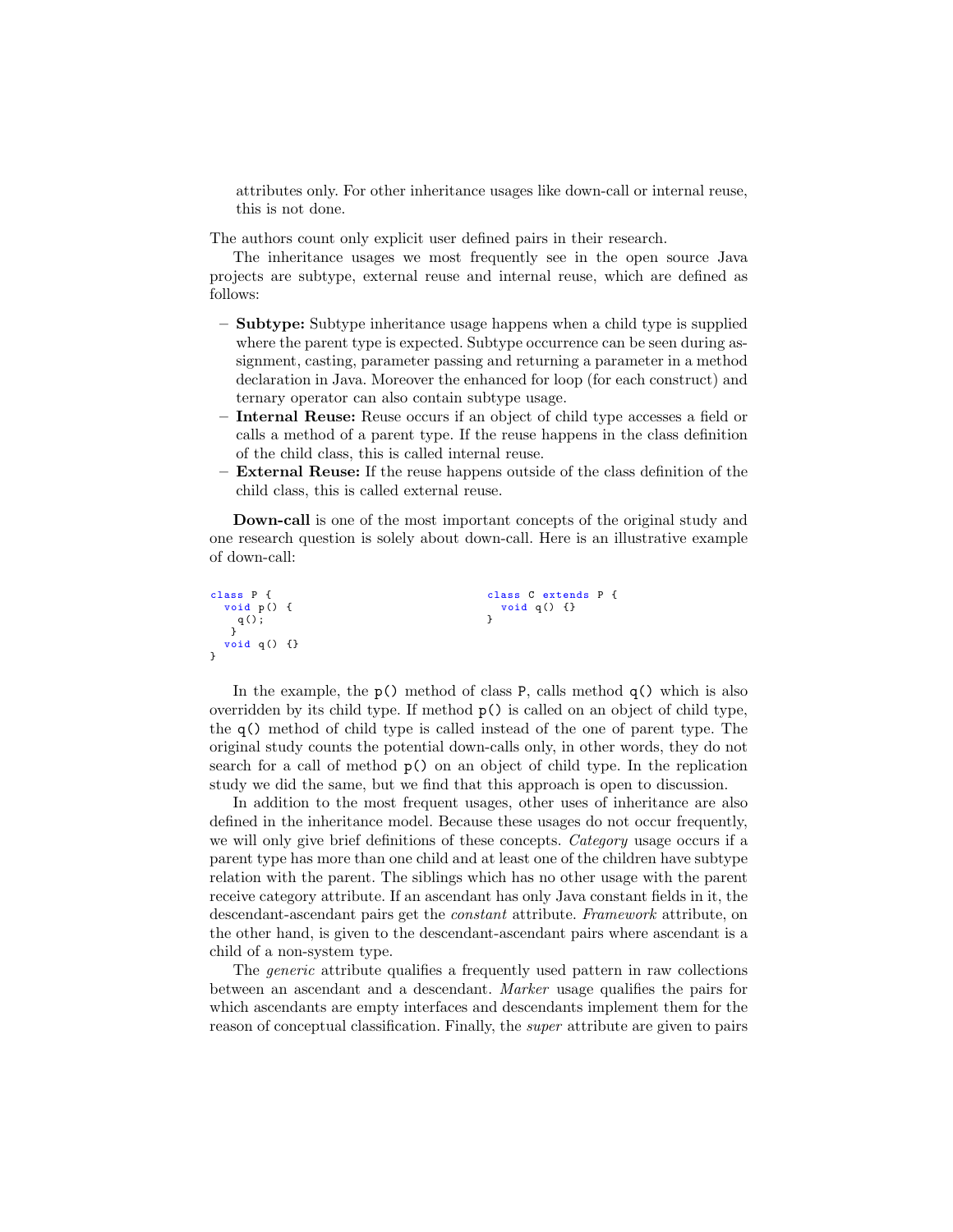attributes only. For other inheritance usages like down-call or internal reuse, this is not done.

The authors count only explicit user defined pairs in their research.

The inheritance usages we most frequently see in the open source Java projects are subtype, external reuse and internal reuse, which are defined as follows:

- **Subtype:** Subtype inheritance usage happens when a child type is supplied where the parent type is expected. Subtype occurrence can be seen during assignment, casting, parameter passing and returning a parameter in a method declaration in Java. Moreover the enhanced for loop (for each construct) and ternary operator can also contain subtype usage.
- **Internal Reuse:** Reuse occurs if an object of child type accesses a field or calls a method of a parent type. If the reuse happens in the class definition of the child class, this is called internal reuse.
- **External Reuse:** If the reuse happens outside of the class definition of the child class, this is called external reuse.

**Down-call** is one of the most important concepts of the original study and one research question is solely about down-call. Here is an illustrative example of down-call:

```
class P {
  void p() {
    q();
  }
  void q() {}
}
```

```
class C extends P {
  void q() {}
}
```

In the example, the `p()` method of class `P`, calls method `q()` which is also overridden by its child type. If method `p()` is called on an object of child type, the `q()` method of child type is called instead of the one of parent type. The original study counts the potential down-calls only, in other words, they do not search for a call of method `p()` on an object of child type. In the replication study we did the same, but we find that this approach is open to discussion.

In addition to the most frequent usages, other uses of inheritance are also defined in the inheritance model. Because these usages do not occur frequently, we will only give brief definitions of these concepts. *Category* usage occurs if a parent type has more than one child and at least one of the children have subtype relation with the parent. The siblings which has no other usage with the parent receive category attribute. If an ascendant has only Java constant fields in it, the descendant-ascendant pairs get the *constant* attribute. *Framework* attribute, on the other hand, is given to the descendant-ascendant pairs where ascendant is a child of a non-system type.

The *generic* attribute qualifies a frequently used pattern in raw collections between an ascendant and a descendant. *Marker* usage qualifies the pairs for which ascendants are empty interfaces and descendants implement them for the reason of conceptual classification. Finally, the *super* attribute are given to pairs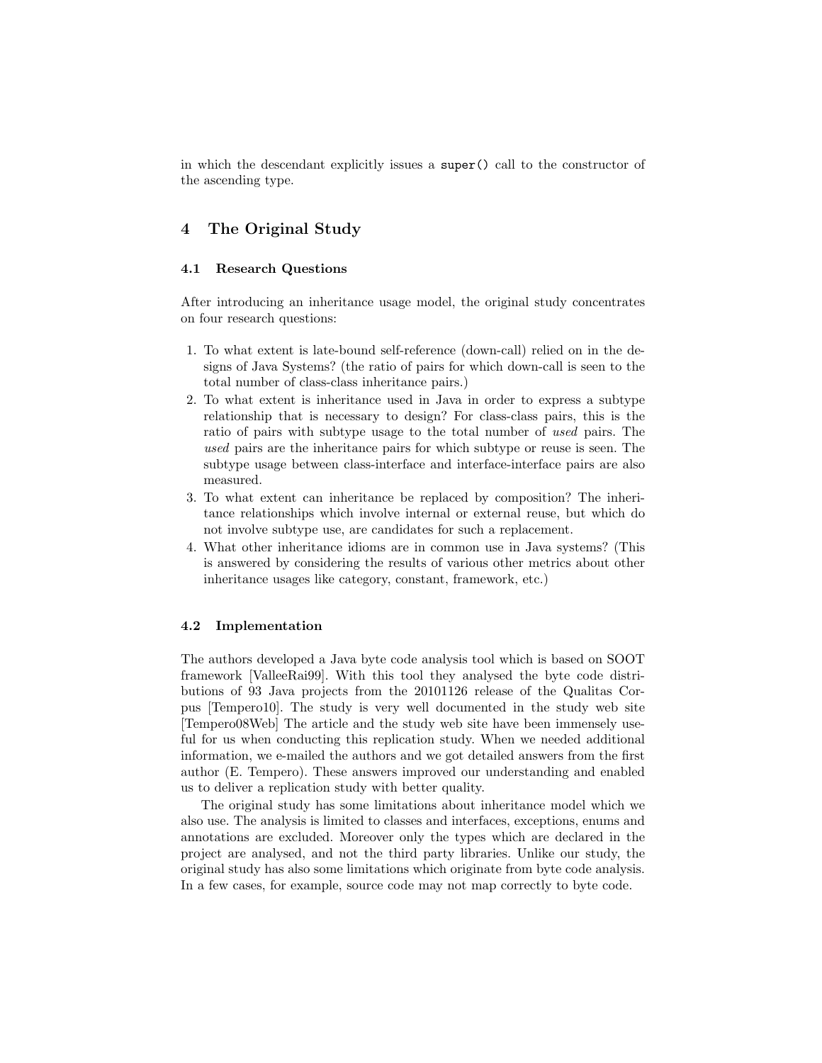in which the descendant explicitly issues a `super()` call to the constructor of the ascending type.

## 4 The Original Study

### 4.1 Research Questions

After introducing an inheritance usage model, the original study concentrates on four research questions:

1. To what extent is late-bound self-reference (down-call) relied on in the designs of Java Systems? (the ratio of pairs for which down-call is seen to the total number of class-class inheritance pairs.)
2. To what extent is inheritance used in Java in order to express a subtype relationship that is necessary to design? For class-class pairs, this is the ratio of pairs with subtype usage to the total number of *used* pairs. The *used* pairs are the inheritance pairs for which subtype or reuse is seen. The subtype usage between class-interface and interface-interface pairs are also measured.
3. To what extent can inheritance be replaced by composition? The inheritance relationships which involve internal or external reuse, but which do not involve subtype use, are candidates for such a replacement.
4. What other inheritance idioms are in common use in Java systems? (This is answered by considering the results of various other metrics about other inheritance usages like category, constant, framework, etc.)

### 4.2 Implementation

The authors developed a Java byte code analysis tool which is based on SOOT framework [ValleeRai99]. With this tool they analysed the byte code distributions of 93 Java projects from the 20101126 release of the Qualitas Corpus [Tempero10]. The study is very well documented in the study web site [Tempero08Web] The article and the study web site have been immensely useful for us when conducting this replication study. When we needed additional information, we e-mailed the authors and we got detailed answers from the first author (E. Tempero). These answers improved our understanding and enabled us to deliver a replication study with better quality.

The original study has some limitations about inheritance model which we also use. The analysis is limited to classes and interfaces, exceptions, enums and annotations are excluded. Moreover only the types which are declared in the project are analysed, and not the third party libraries. Unlike our study, the original study has also some limitations which originate from byte code analysis. In a few cases, for example, source code may not map correctly to byte code.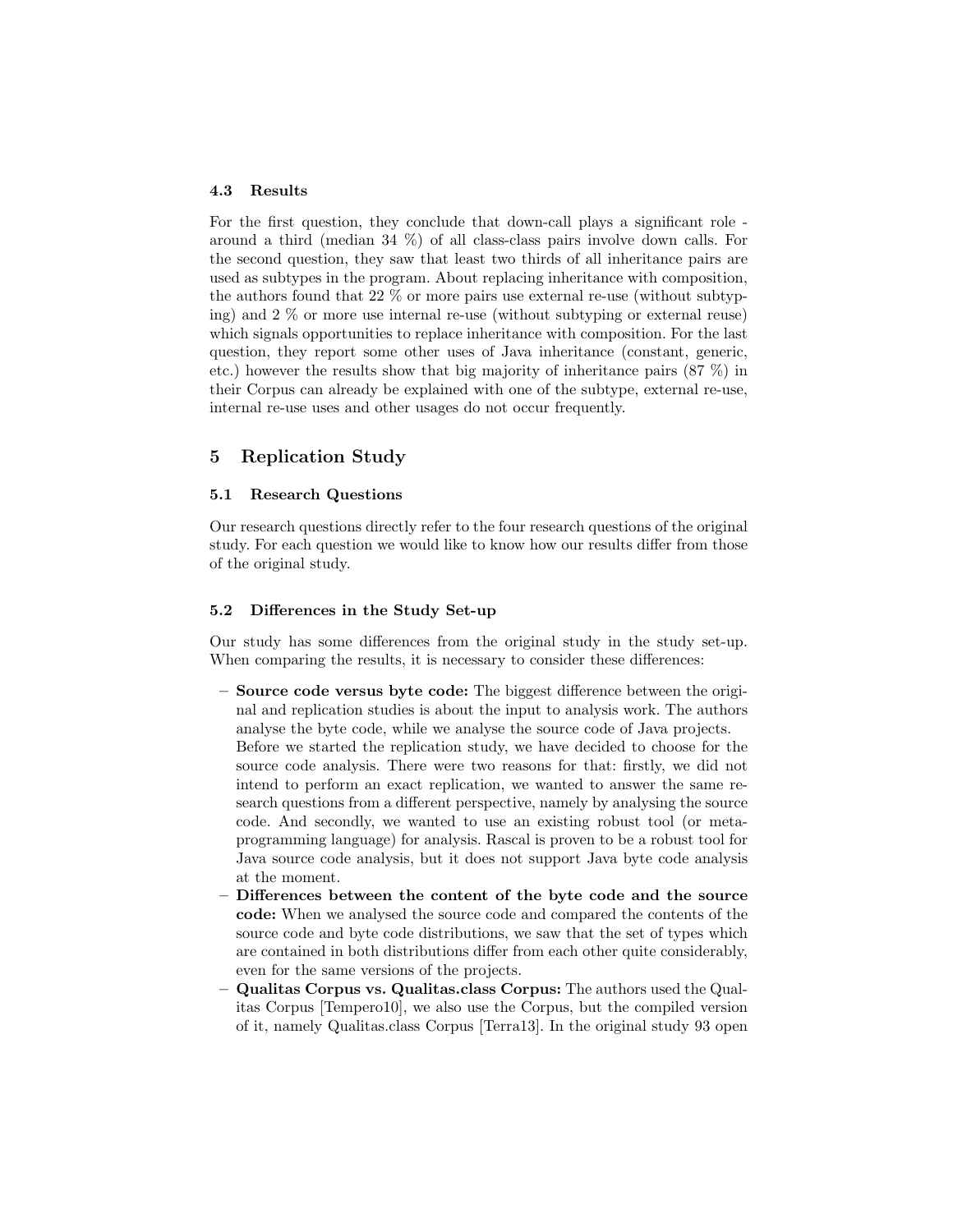### 4.3 Results

For the first question, they conclude that down-call plays a significant role - around a third (median 34 %) of all class-class pairs involve down calls. For the second question, they saw that least two thirds of all inheritance pairs are used as subtypes in the program. About replacing inheritance with composition, the authors found that 22 % or more pairs use external re-use (without subtyping) and 2 % or more use internal re-use (without subtyping or external reuse) which signals opportunities to replace inheritance with composition. For the last question, they report some other uses of Java inheritance (constant, generic, etc.) however the results show that big majority of inheritance pairs (87 %) in their Corpus can already be explained with one of the subtype, external re-use, internal re-use uses and other usages do not occur frequently.

## 5 Replication Study

### 5.1 Research Questions

Our research questions directly refer to the four research questions of the original study. For each question we would like to know how our results differ from those of the original study.

### 5.2 Differences in the Study Set-up

Our study has some differences from the original study in the study set-up. When comparing the results, it is necessary to consider these differences:

- **Source code versus byte code:** The biggest difference between the original and replication studies is about the input to analysis work. The authors analyse the byte code, while we analyse the source code of Java projects. Before we started the replication study, we have decided to choose for the source code analysis. There were two reasons for that: firstly, we did not intend to perform an exact replication, we wanted to answer the same research questions from a different perspective, namely by analysing the source code. And secondly, we wanted to use an existing robust tool (or meta-programming language) for analysis. Rascal is proven to be a robust tool for Java source code analysis, but it does not support Java byte code analysis at the moment.
- **Differences between the content of the byte code and the source code:** When we analysed the source code and compared the contents of the source code and byte code distributions, we saw that the set of types which are contained in both distributions differ from each other quite considerably, even for the same versions of the projects.
- **Qualitas Corpus vs. Qualitas.class Corpus:** The authors used the Qualitas Corpus [Tempero10], we also use the Corpus, but the compiled version of it, namely Qualitas.class Corpus [Terra13]. In the original study 93 open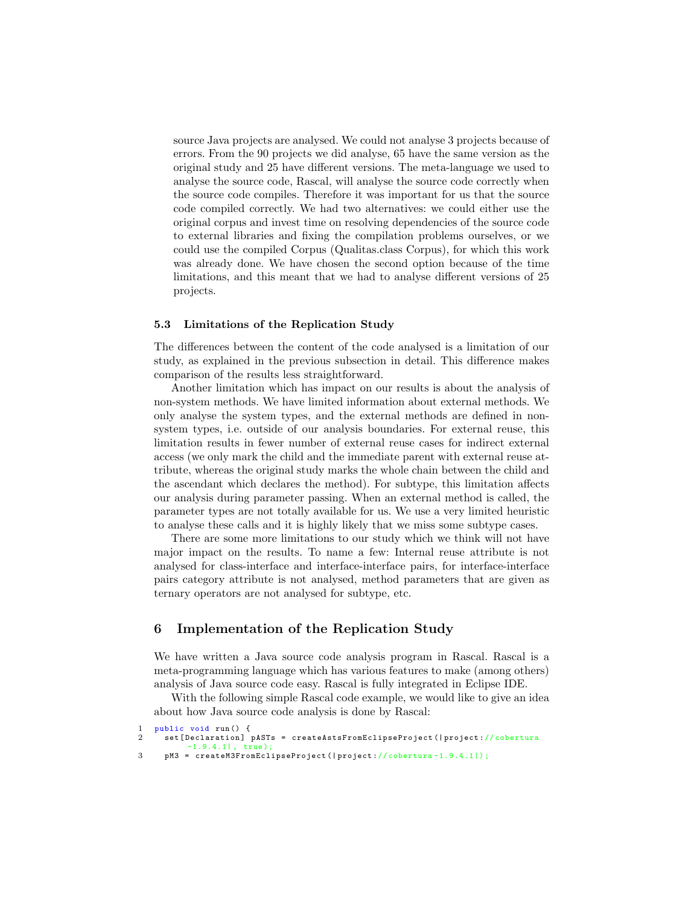source Java projects are analysed. We could not analyse 3 projects because of errors. From the 90 projects we did analyse, 65 have the same version as the original study and 25 have different versions. The meta-language we used to analyse the source code, Rascal, will analyse the source code correctly when the source code compiles. Therefore it was important for us that the source code compiled correctly. We had two alternatives: we could either use the original corpus and invest time on resolving dependencies of the source code to external libraries and fixing the compilation problems ourselves, or we could use the compiled Corpus (Qualitas.class Corpus), for which this work was already done. We have chosen the second option because of the time limitations, and this meant that we had to analyse different versions of 25 projects.

### 5.3 Limitations of the Replication Study

The differences between the content of the code analysed is a limitation of our study, as explained in the previous subsection in detail. This difference makes comparison of the results less straightforward.

Another limitation which has impact on our results is about the analysis of non-system methods. We have limited information about external methods. We only analyse the system types, and the external methods are defined in non-system types, i.e. outside of our analysis boundaries. For external reuse, this limitation results in fewer number of external reuse cases for indirect external access (we only mark the child and the immediate parent with external reuse attribute, whereas the original study marks the whole chain between the child and the ascendant which declares the method). For subtype, this limitation affects our analysis during parameter passing. When an external method is called, the parameter types are not totally available for us. We use a very limited heuristic to analyse these calls and it is highly likely that we miss some subtype cases.

There are some more limitations to our study which we think will not have major impact on the results. To name a few: Internal reuse attribute is not analysed for class-interface and interface-interface pairs, for interface-interface pairs category attribute is not analysed, method parameters that are given as ternary operators are not analysed for subtype, etc.

## 6 Implementation of the Replication Study

We have written a Java source code analysis program in Rascal. Rascal is a meta-programming language which has various features to make (among others) analysis of Java source code easy. Rascal is fully integrated in Eclipse IDE.

With the following simple Rascal code example, we would like to give an idea about how Java source code analysis is done by Rascal:

```
1  public void run() {
2    set[Declaration] pASTs = createAstsFromEclipseProject(|project://cobertura
         -1.9.4.1|, true);
3    pM3 = createM3FromEclipseProject(|project://cobertura-1.9.4.1|);
```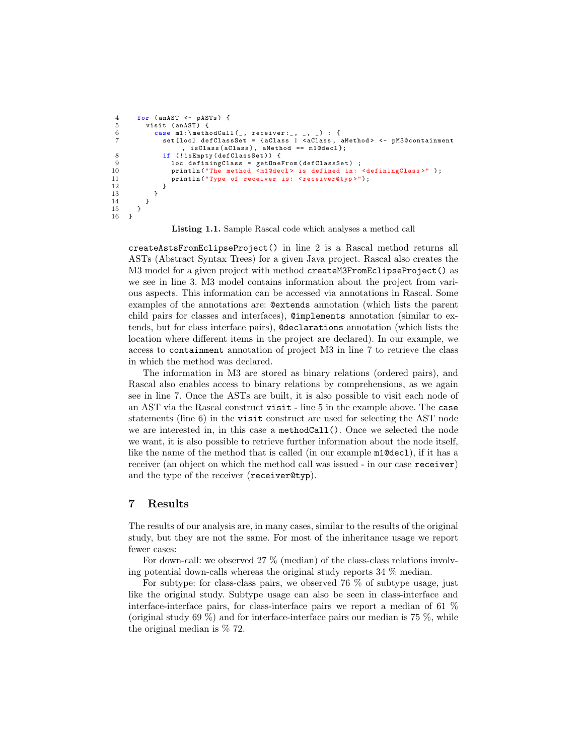```
4    for (anAST <- pASTs) {
5      visit (anAST) {
6        case m1:\methodCall(_, receiver:_, _, _) : {
7          set[loc] defClassSet = {aClass | <aClass, aMethod> <- pM3@containment
               , isClass(aClass), aMethod == m1@decl};
8          if (!isEmpty(defClassSet)) {
9            loc definingClass = getOneFrom(defClassSet) ;
10           println("The method <m1@decl> is defined in: <definingClass>" );
11           println("Type of receiver is: <receiver@typ>");
12         }
13       }
14     }
15   }
16 }
```

**Listing 1.1.** Sample Rascal code which analyses a method call

`createAstsFromEclipseProject()` in line 2 is a Rascal method returns all ASTs (Abstract Syntax Trees) for a given Java project. Rascal also creates the M3 model for a given project with method `createM3FromEclipseProject()` as we see in line 3. M3 model contains information about the project from various aspects. This information can be accessed via annotations in Rascal. Some examples of the annotations are: `@extends` annotation (which lists the parent child pairs for classes and interfaces), `@implements` annotation (similar to extends, but for class interface pairs), `@declarations` annotation (which lists the location where different items in the project are declared). In our example, we access to `containment` annotation of project M3 in line 7 to retrieve the class in which the method was declared.

The information in M3 are stored as binary relations (ordered pairs), and Rascal also enables access to binary relations by comprehensions, as we again see in line 7. Once the ASTs are built, it is also possible to visit each node of an AST via the Rascal construct `visit` - line 5 in the example above. The `case` statements (line 6) in the `visit` construct are used for selecting the AST node we are interested in, in this case a `methodCall()`. Once we selected the node we want, it is also possible to retrieve further information about the node itself, like the name of the method that is called (in our example `m1@decl`), if it has a receiver (an object on which the method call was issued - in our case `receiver`) and the type of the receiver (`receiver@typ`).

## 7 Results

The results of our analysis are, in many cases, similar to the results of the original study, but they are not the same. For most of the inheritance usage we report fewer cases:

For down-call: we observed 27 % (median) of the class-class relations involving potential down-calls whereas the original study reports 34 % median.

For subtype: for class-class pairs, we observed 76 % of subtype usage, just like the original study. Subtype usage can also be seen in class-interface and interface-interface pairs, for class-interface pairs we report a median of 61 % (original study 69 %) and for interface-interface pairs our median is 75 %, while the original median is % 72.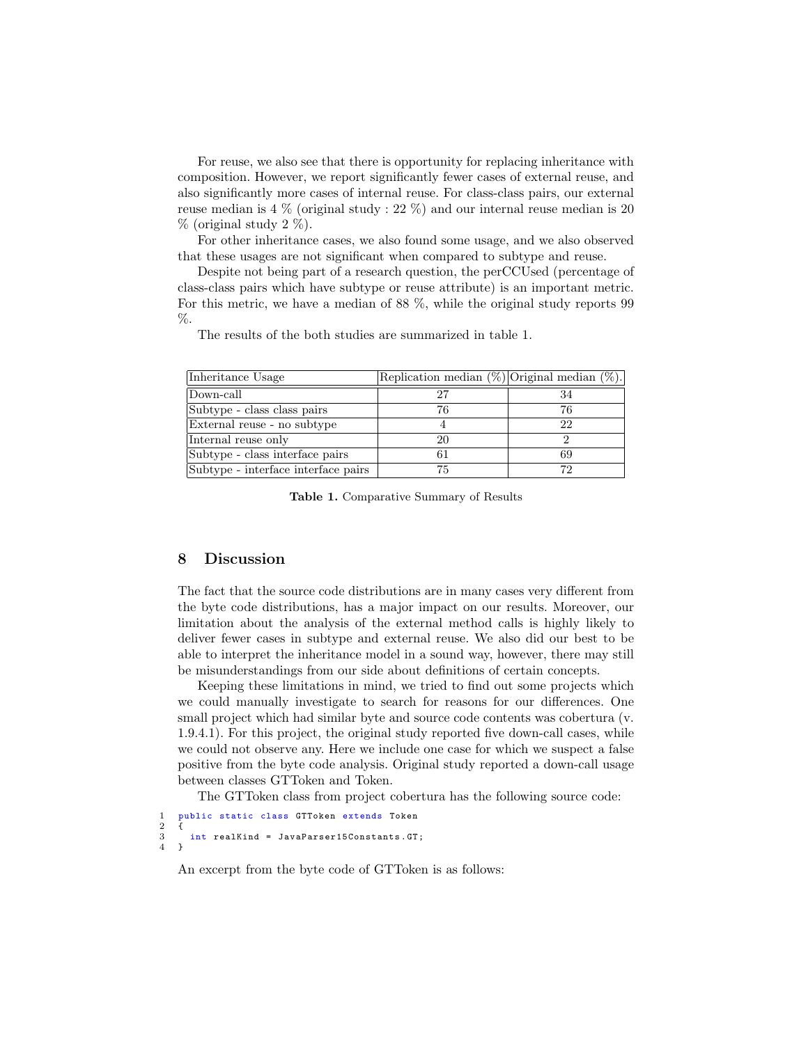For reuse, we also see that there is opportunity for replacing inheritance with composition. However, we report significantly fewer cases of external reuse, and also significantly more cases of internal reuse. For class-class pairs, our external reuse median is 4 % (original study : 22 %) and our internal reuse median is 20 % (original study 2 %).

For other inheritance cases, we also found some usage, and we also observed that these usages are not significant when compared to subtype and reuse.

Despite not being part of a research question, the perCCUsed (percentage of class-class pairs which have subtype or reuse attribute) is an important metric. For this metric, we have a median of 88 %, while the original study reports 99 %.

The results of the both studies are summarized in table 1.

| Inheritance Usage | Replication median (%) | Original median (%). |
|---|---|---|
| Down-call | 27 | 34 |
| Subtype - class class pairs | 76 | 76 |
| External reuse - no subtype | 4 | 22 |
| Internal reuse only | 20 | 2 |
| Subtype - class interface pairs | 61 | 69 |
| Subtype - interface interface pairs | 75 | 72 |

**Table 1.** Comparative Summary of Results

## 8 Discussion

The fact that the source code distributions are in many cases very different from the byte code distributions, has a major impact on our results. Moreover, our limitation about the analysis of the external method calls is highly likely to deliver fewer cases in subtype and external reuse. We also did our best to be able to interpret the inheritance model in a sound way, however, there may still be misunderstandings from our side about definitions of certain concepts.

Keeping these limitations in mind, we tried to find out some projects which we could manually investigate to search for reasons for our differences. One small project which had similar byte and source code contents was cobertura (v. 1.9.4.1). For this project, the original study reported five down-call cases, while we could not observe any. Here we include one case for which we suspect a false positive from the byte code analysis. Original study reported a down-call usage between classes GTToken and Token.

The GTToken class from project cobertura has the following source code:

```
1  public static class GTToken extends Token
2  {
3    int realKind = JavaParser15Constants.GT;
4  }
```

An excerpt from the byte code of GTToken is as follows: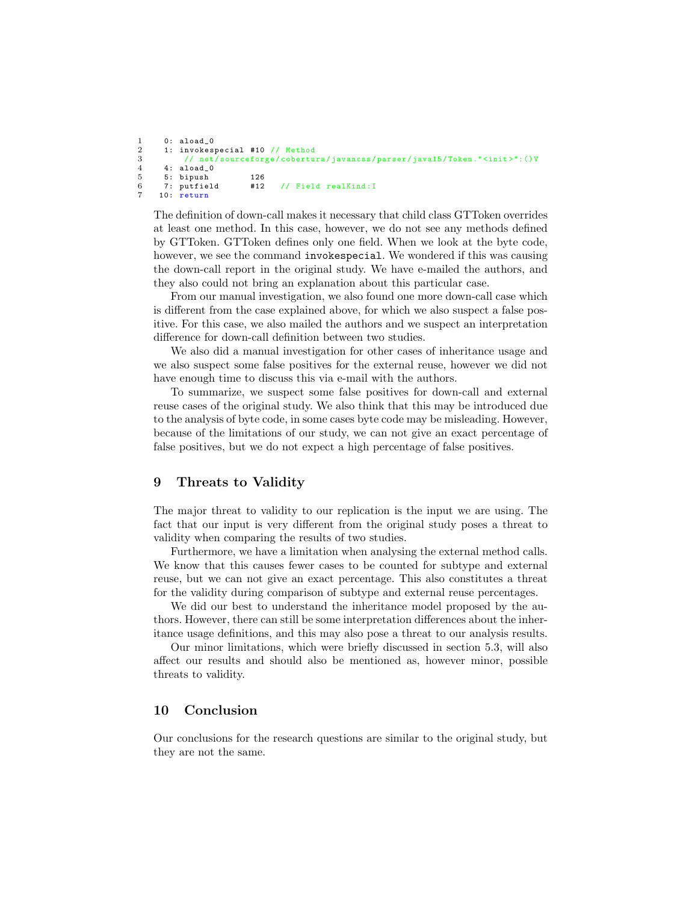```
1     0: aload_0
2     1: invokespecial #10 // Method
3        // net/sourceforge/cobertura/javancss/parser/java15/Token."<init>":()V
4     4: aload_0
5     5: bipush        126
6     7: putfield      #12   // Field realKind:I
7    10: return
```

The definition of down-call makes it necessary that child class GTToken overrides at least one method. In this case, however, we do not see any methods defined by GTToken. GTToken defines only one field. When we look at the byte code, however, we see the command `invokespecial`. We wondered if this was causing the down-call report in the original study. We have e-mailed the authors, and they also could not bring an explanation about this particular case.

From our manual investigation, we also found one more down-call case which is different from the case explained above, for which we also suspect a false positive. For this case, we also mailed the authors and we suspect an interpretation difference for down-call definition between two studies.

We also did a manual investigation for other cases of inheritance usage and we also suspect some false positives for the external reuse, however we did not have enough time to discuss this via e-mail with the authors.

To summarize, we suspect some false positives for down-call and external reuse cases of the original study. We also think that this may be introduced due to the analysis of byte code, in some cases byte code may be misleading. However, because of the limitations of our study, we can not give an exact percentage of false positives, but we do not expect a high percentage of false positives.

## 9 Threats to Validity

The major threat to validity to our replication is the input we are using. The fact that our input is very different from the original study poses a threat to validity when comparing the results of two studies.

Furthermore, we have a limitation when analysing the external method calls. We know that this causes fewer cases to be counted for subtype and external reuse, but we can not give an exact percentage. This also constitutes a threat for the validity during comparison of subtype and external reuse percentages.

We did our best to understand the inheritance model proposed by the authors. However, there can still be some interpretation differences about the inheritance usage definitions, and this may also pose a threat to our analysis results.

Our minor limitations, which were briefly discussed in section 5.3, will also affect our results and should also be mentioned as, however minor, possible threats to validity.

## 10 Conclusion

Our conclusions for the research questions are similar to the original study, but they are not the same.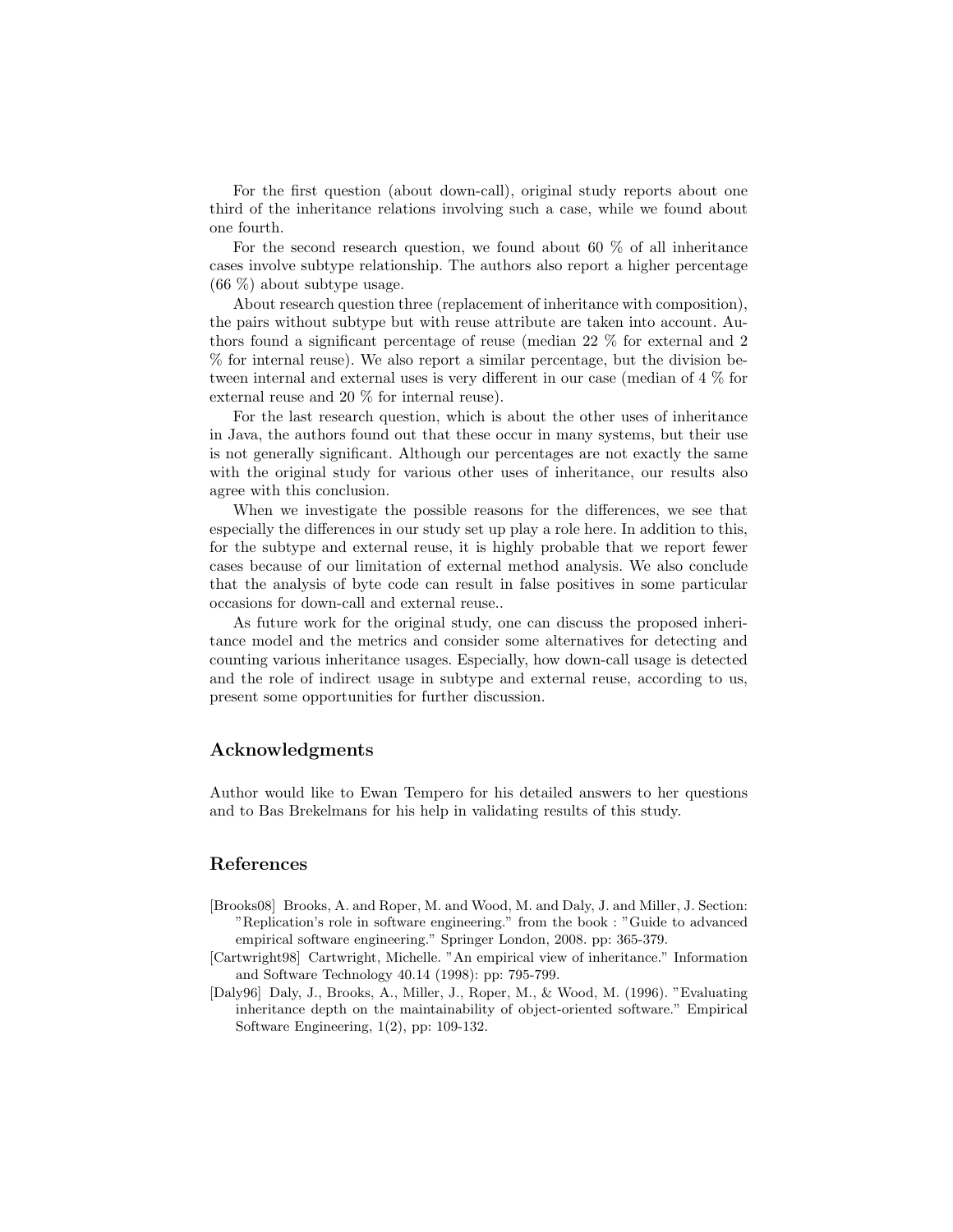For the first question (about down-call), original study reports about one third of the inheritance relations involving such a case, while we found about one fourth.

For the second research question, we found about 60 % of all inheritance cases involve subtype relationship. The authors also report a higher percentage (66 %) about subtype usage.

About research question three (replacement of inheritance with composition), the pairs without subtype but with reuse attribute are taken into account. Authors found a significant percentage of reuse (median 22 % for external and 2 % for internal reuse). We also report a similar percentage, but the division between internal and external uses is very different in our case (median of 4 % for external reuse and 20 % for internal reuse).

For the last research question, which is about the other uses of inheritance in Java, the authors found out that these occur in many systems, but their use is not generally significant. Although our percentages are not exactly the same with the original study for various other uses of inheritance, our results also agree with this conclusion.

When we investigate the possible reasons for the differences, we see that especially the differences in our study set up play a role here. In addition to this, for the subtype and external reuse, it is highly probable that we report fewer cases because of our limitation of external method analysis. We also conclude that the analysis of byte code can result in false positives in some particular occasions for down-call and external reuse..

As future work for the original study, one can discuss the proposed inheritance model and the metrics and consider some alternatives for detecting and counting various inheritance usages. Especially, how down-call usage is detected and the role of indirect usage in subtype and external reuse, according to us, present some opportunities for further discussion.

## Acknowledgments

Author would like to Ewan Tempero for his detailed answers to her questions and to Bas Brekelmans for his help in validating results of this study.

## References

[Brooks08] Brooks, A. and Roper, M. and Wood, M. and Daly, J. and Miller, J. Section: "Replication's role in software engineering." from the book : "Guide to advanced empirical software engineering." Springer London, 2008. pp: 365-379.

[Cartwright98] Cartwright, Michelle. "An empirical view of inheritance." Information and Software Technology 40.14 (1998): pp: 795-799.

[Daly96] Daly, J., Brooks, A., Miller, J., Roper, M., & Wood, M. (1996). "Evaluating inheritance depth on the maintainability of object-oriented software." Empirical Software Engineering, 1(2), pp: 109-132.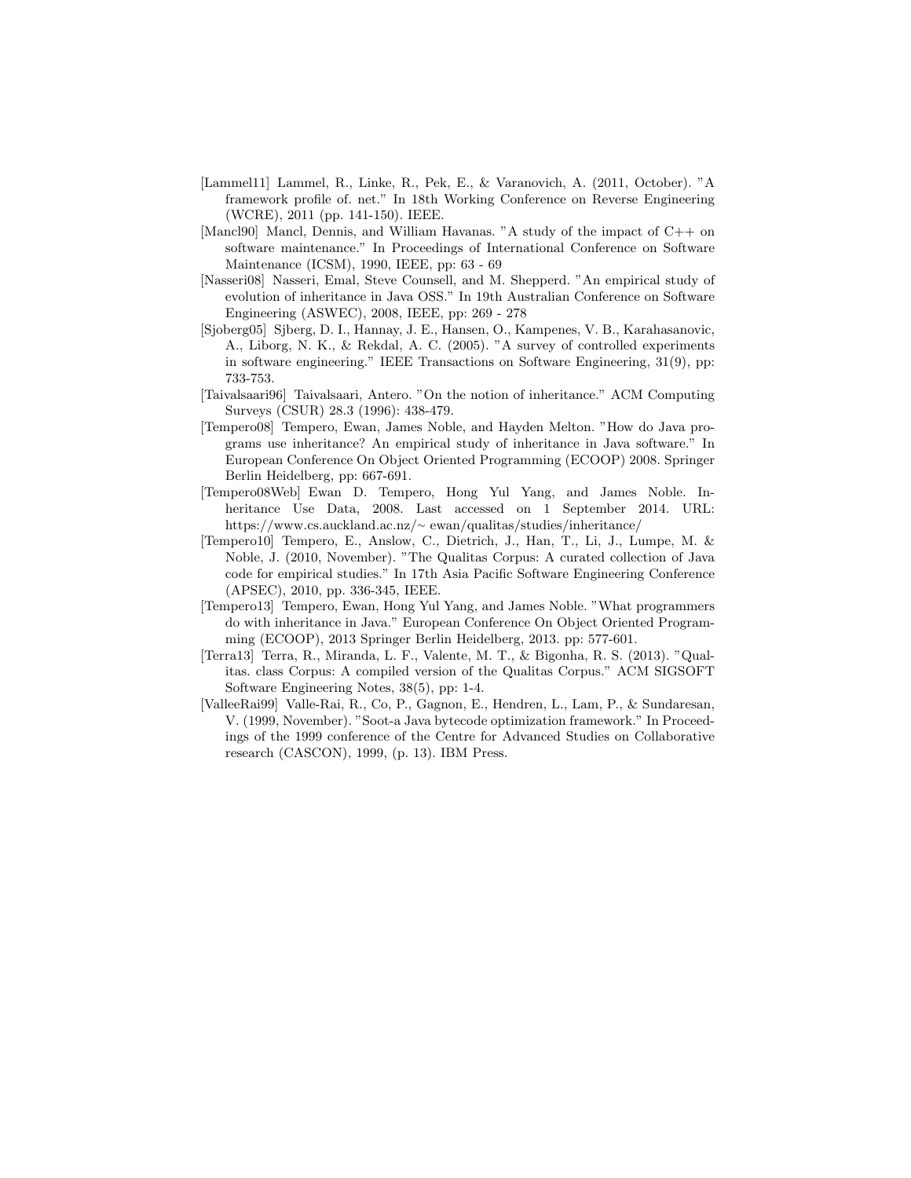- [Lammel11] Lammel, R., Linke, R., Pek, E., & Varanovich, A. (2011, October). "A framework profile of. net." In 18th Working Conference on Reverse Engineering (WCRE), 2011 (pp. 141-150). IEEE.
- [Mancl90] Mancl, Dennis, and William Havanas. "A study of the impact of C++ on software maintenance." In Proceedings of International Conference on Software Maintenance (ICSM), 1990, IEEE, pp: 63 - 69
- [Nasseri08] Nasseri, Emal, Steve Counsell, and M. Shepperd. "An empirical study of evolution of inheritance in Java OSS." In 19th Australian Conference on Software Engineering (ASWEC), 2008, IEEE, pp: 269 - 278
- [Sjoberg05] Sjberg, D. I., Hannay, J. E., Hansen, O., Kampenes, V. B., Karahasanovic, A., Liborg, N. K., & Rekdal, A. C. (2005). "A survey of controlled experiments in software engineering." IEEE Transactions on Software Engineering, 31(9), pp: 733-753.
- [Taivalsaari96] Taivalsaari, Antero. "On the notion of inheritance." ACM Computing Surveys (CSUR) 28.3 (1996): 438-479.
- [Tempero08] Tempero, Ewan, James Noble, and Hayden Melton. "How do Java programs use inheritance? An empirical study of inheritance in Java software." In European Conference On Object Oriented Programming (ECOOP) 2008. Springer Berlin Heidelberg, pp: 667-691.
- [Tempero08Web] Ewan D. Tempero, Hong Yul Yang, and James Noble. Inheritance Use Data, 2008. Last accessed on 1 September 2014. URL: https://www.cs.auckland.ac.nz/~ ewan/qualitas/studies/inheritance/
- [Tempero10] Tempero, E., Anslow, C., Dietrich, J., Han, T., Li, J., Lumpe, M. & Noble, J. (2010, November). "The Qualitas Corpus: A curated collection of Java code for empirical studies." In 17th Asia Pacific Software Engineering Conference (APSEC), 2010, pp. 336-345, IEEE.
- [Tempero13] Tempero, Ewan, Hong Yul Yang, and James Noble. "What programmers do with inheritance in Java." European Conference On Object Oriented Programming (ECOOP), 2013 Springer Berlin Heidelberg, 2013. pp: 577-601.
- [Terra13] Terra, R., Miranda, L. F., Valente, M. T., & Bigonha, R. S. (2013). "Qualitas. class Corpus: A compiled version of the Qualitas Corpus." ACM SIGSOFT Software Engineering Notes, 38(5), pp: 1-4.
- [ValleeRai99] Valle-Rai, R., Co, P., Gagnon, E., Hendren, L., Lam, P., & Sundaresan, V. (1999, November). "Soot-a Java bytecode optimization framework." In Proceedings of the 1999 conference of the Centre for Advanced Studies on Collaborative research (CASCON), 1999, (p. 13). IBM Press.